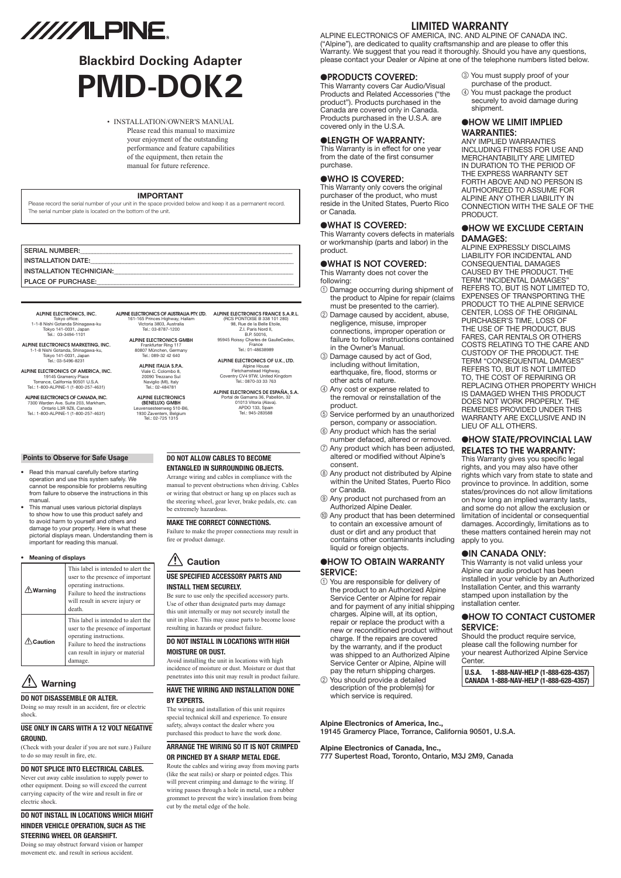# ALPINE

## Blackbird Docking Adapter

# PMD-DOK2

- INSTALLATION/OWNER'S MANUAL
  Please read this manual to maximize your enjoyment of the outstanding performance and feature capabilities of the equipment, then retain the manual for future reference.

**IMPORTANT**

Please record the serial number of your unit in the space provided below and keep it as a permanent record. The serial number plate is located on the bottom of the unit.

SERIAL NUMBER:\_\_\_\_\_\_\_\_\_\_\_\_\_\_\_\_\_\_\_\_\_\_\_\_\_\_\_\_\_\_
INSTALLATION DATE:\_\_\_\_\_\_\_\_\_\_\_\_\_\_\_\_\_\_\_\_\_\_\_\_\_\_\_\_
INSTALLATION TECHNICIAN:\_\_\_\_\_\_\_\_\_\_\_\_\_\_\_\_\_\_\_\_\_\_\_\_
PLACE OF PURCHASE:\_\_\_\_\_\_\_\_\_\_\_\_\_\_\_\_\_\_\_\_\_\_\_\_\_\_\_\_

**ALPINE ELECTRONICS, INC.**
Tokyo office:
1-1-8 Nishi Gotanda Shinagawa-ku
Tokyo 141-0031, Japan
Tel.: 03-3494-1101

**ALPINE ELECTRONICS MARKETING, INC.**
1-1-8 Nishi Gotanda, Shinagawa-ku,
Tokyo 141-0031, Japan
Tel.: 03-5496-8231

**ALPINE ELECTRONICS OF AMERICA, INC.**
19145 Gramercy Place
Torrance, California 90501 U.S.A.
Tel.: 1-800-ALPINE-1 (1-800-257-4631)

**ALPINE ELECTRONICS OF CANADA, INC.**
7300 Warden Ave. Suite 203, Markham,
Ontario L3R 9Z6, Canada
Tel.: 1-800-ALPINE-1 (1-800-257-4631)

**ALPINE ELECTRONICS OF AUSTRALIA PTY. LTD.**
161-165 Princes Highway, Hallam
Victoria 3803, Australia
Tel.: 03-8787-1200

**ALPINE ELECTRONICS GMBH**
Frankfurter Ring 117
80807 München, Germany
Tel.: 089-32 42 640

**ALPINE ITALIA S.P.A.**
Viale C. Colombo 8,
20090 Trezzano Sul
Naviglio (MI), Italy
Tel.: 02-484781

**ALPINE ELECTRONICS (BENELUX) GMBH**
Leuvensesteenweg 510-B6,
1930 Zaventem, Belgium
Tel.: 02-725 1315

**ALPINE ELECTRONICS FRANCE S.A.R.L.**
(RCS PONTOISE B 338 101 280)
98, Rue de la Belle Etoile,
Z.I. Paris Nord II,
B.P. 50016,
95945 Roissy Charles de GaulleCedex,
France
Tel.: 01-48638989

**ALPINE ELECTRONICS OF U.K., LTD.**
Alpine House
Fletchamstead Highway,
Coventry CV4 9TW, United Kingdom
Tel.: 0870-33 33 763

**ALPINE ELECTRONICS DE ESPAÑA, S.A.**
Portal de Gamarra 36, Pabellón, 32
01013 Vitoria (Alava).
APDO 133, Spain
Tel.: 945-283588

### Points to Observe for Safe Usage

- Read this manual carefully before starting operation and use this system safely. We cannot be responsible for problems resulting from failure to observe the instructions in this manual.
- This manual uses various pictorial displays to show how to use this product safely and to avoid harm to yourself and others and damage to your property. Here is what these pictorial displays mean. Understanding them is important for reading this manual.

- **Meaning of displays**

| | |
|---|---|
| ⚠Warning | This label is intended to alert the user to the presence of important operating instructions. Failure to heed the instructions will result in severe injury or death. |
| ⚠Caution | This label is intended to alert the user to the presence of important operating instructions. Failure to heed the instructions can result in injury or material damage. |

## ⚠ Warning

**DO NOT DISASSEMBLE OR ALTER.**
Doing so may result in an accident, fire or electric shock.

**USE ONLY IN CARS WITH A 12 VOLT NEGATIVE GROUND.**
(Check with your dealer if you are not sure.) Failure to do so may result in fire, etc.

**DO NOT SPLICE INTO ELECTRICAL CABLES.**
Never cut away cable insulation to supply power to other equipment. Doing so will exceed the current carrying capacity of the wire and result in fire or electric shock.

**DO NOT INSTALL IN LOCATIONS WHICH MIGHT HINDER VEHICLE OPERATION, SUCH AS THE STEERING WHEEL OR GEARSHIFT.**
Doing so may obstruct forward vision or hamper movement etc. and result in serious accident.

**DO NOT ALLOW CABLES TO BECOME ENTANGLED IN SURROUNDING OBJECTS.**
Arrange wiring and cables in compliance with the manual to prevent obstructions when driving. Cables or wiring that obstruct or hang up on places such as the steering wheel, gear lever, brake pedals, etc. can be extremely hazardous.

**MAKE THE CORRECT CONNECTIONS.**
Failure to make the proper connections may result in fire or product damage.

## ⚠ Caution

**USE SPECIFIED ACCESSORY PARTS AND INSTALL THEM SECURELY.**
Be sure to use only the specified accessory parts. Use of other than designated parts may damage this unit internally or may not securely install the unit in place. This may cause parts to become loose resulting in hazards or product failure.

**DO NOT INSTALL IN LOCATIONS WITH HIGH MOISTURE OR DUST.**
Avoid installing the unit in locations with high incidence of moisture or dust. Moisture or dust that penetrates into this unit may result in product failure.

**HAVE THE WIRING AND INSTALLATION DONE BY EXPERTS.**
The wiring and installation of this unit requires special technical skill and experience. To ensure safety, always contact the dealer where you purchased this product to have the work done.

**ARRANGE THE WIRING SO IT IS NOT CRIMPED OR PINCHED BY A SHARP METAL EDGE.**
Route the cables and wiring away from moving parts (like the seat rails) or sharp or pointed edges. This will prevent crimping and damage to the wiring. If wiring passes through a hole in metal, use a rubber grommet to prevent the wire's insulation from being cut by the metal edge of the hole.

## LIMITED WARRANTY

ALPINE ELECTRONICS OF AMERICA, INC. AND ALPINE OF CANADA INC. ("Alpine"), are dedicated to quality craftsmanship and are please to offer this Warranty. We suggest that you read it thoroughly. Should you have any questions, please contact your Dealer or Alpine at one of the telephone numbers listed below.

### ●PRODUCTS COVERED:
This Warranty covers Car Audio/Visual Products and Related Accessories ("the product"). Products purchased in the Canada are covered only in Canada. Products purchased in the U.S.A. are covered only in the U.S.A.

### ●LENGTH OF WARRANTY:
This Warranty is in effect for one year from the date of the first consumer purchase.

### ●WHO IS COVERED:
This Warranty only covers the original purchaser of the product, who must reside in the United States, Puerto Rico or Canada.

### ●WHAT IS COVERED:
This Warranty covers defects in materials or workmanship (parts and labor) in the product.

### ●WHAT IS NOT COVERED:
This Warranty does not cover the following:

① Damage occurring during shipment of the product to Alpine for repair (claims must be presented to the carrier).
② Damage caused by accident, abuse, negligence, misuse, improper connections, improper operation or failure to follow instructions contained in the Owner's Manual.
③ Damage caused by act of God, including without limitation, earthquake, fire, flood, storms or other acts of nature.
④ Any cost or expense related to the removal or reinstallation of the product.
⑤ Service performed by an unauthorized person, company or association.
⑥ Any product which has the serial number defaced, altered or removed.
⑦ Any product which has been adjusted, altered or modified without Alpine's consent.
⑧ Any product not distributed by Alpine within the United States, Puerto Rico or Canada.
⑨ Any product not purchased from an Authorized Alpine Dealer.
⑩ Any product that has been determined to contain an excessive amount of dust or dirt and any product that contains other contaminants including liquid or foreign objects.

### ●HOW TO OBTAIN WARRANTY SERVICE:
① You are responsible for delivery of the product to an Authorized Alpine Service Center or Alpine for repair and for payment of any initial shipping charges. Alpine will, at its option, repair or replace the product with a new or reconditioned product without charge. If the repairs are covered by the warranty, and if the product was shipped to an Authorized Alpine Service Center or Alpine, Alpine will pay the return shipping charges.
② You should provide a detailed description of the problem(s) for which service is required.
③ You must supply proof of your purchase of the product.
④ You must package the product securely to avoid damage during shipment.

### ●HOW WE LIMIT IMPLIED WARRANTIES:
ANY IMPLIED WARRANTIES INCLUDING FITNESS FOR USE AND MERCHANTABILITY ARE LIMITED IN DURATION TO THE PERIOD OF THE EXPRESS WARRANTY SET FORTH ABOVE AND NO PERSON IS AUTHOORIZED TO ASSUME FOR ALPINE ANY OTHER LIABILITY IN CONNECTION WITH THE SALE OF THE PRODUCT.

### ●HOW WE EXCLUDE CERTAIN DAMAGES:
ALPINE EXPRESSLY DISCLAIMS LIABILITY FOR INCIDENTAL AND CONSEQUENTIAL DAMAGES CAUSED BY THE PRODUCT. THE TERM "INCIDENTAL DAMAGES" REFERS TO, BUT IS NOT LIMITED TO, EXPENSES OF TRANSPORTING THE PRODUCT TO THE ALPINE SERVICE CENTER, LOSS OF THE ORIGINAL PURCHASER'S TIME, LOSS OF THE USE OF THE PRODUCT, BUS FARES, CAR RENTALS OR OTHERS COSTS RELATING TO THE CARE AND CUSTODY OF THE PRODUCT. THE TERM "CONSEQUENTIAL DAMGES" REFERS TO, BUT IS NOT LIMITED TO, THE COST OF REPAIRING OR REPLACING OTHER PROPERTY WHICH IS DAMAGED WHEN THIS PRODUCT DOES NOT WORK PROPERLY. THE REMEDIES PROVIDED UNDER THIS WARRANTY ARE EXCLUSIVE AND IN LIEU OF ALL OTHERS.

### ●HOW STATE/PROVINCIAL LAW RELATES TO THE WARRANTY:
This Warranty gives you specific legal rights, and you may also have other rights which vary from state to state and province to province. In addition, some states/provinces do not allow limitations on how long an implied warranty lasts, and some do not allow the exclusion or limitation of incidental or consequential damages. Accordingly, limitations as to these matters contained herein may not apply to you.

### ●IN CANADA ONLY:
This Warranty is not valid unless your Alpine car audio product has been installed in your vehicle by an Authorized Installation Center, and this warranty stamped upon installation by the installation center.

### ●HOW TO CONTACT CUSTOMER SERVICE:
Should the product require service, please call the following number for your nearest Authorized Alpine Service Center.

**U.S.A. 1-888-NAV-HELP (1-888-628-4357)**
**CANADA 1-888-NAV-HELP (1-888-628-4357)**

**Alpine Electronics of America, Inc.,**
19145 Gramercy Place, Torrance, California 90501, U.S.A.

**Alpine Electronics of Canada, Inc.,**
777 Supertest Road, Toronto, Ontario, M3J 2M9, Canada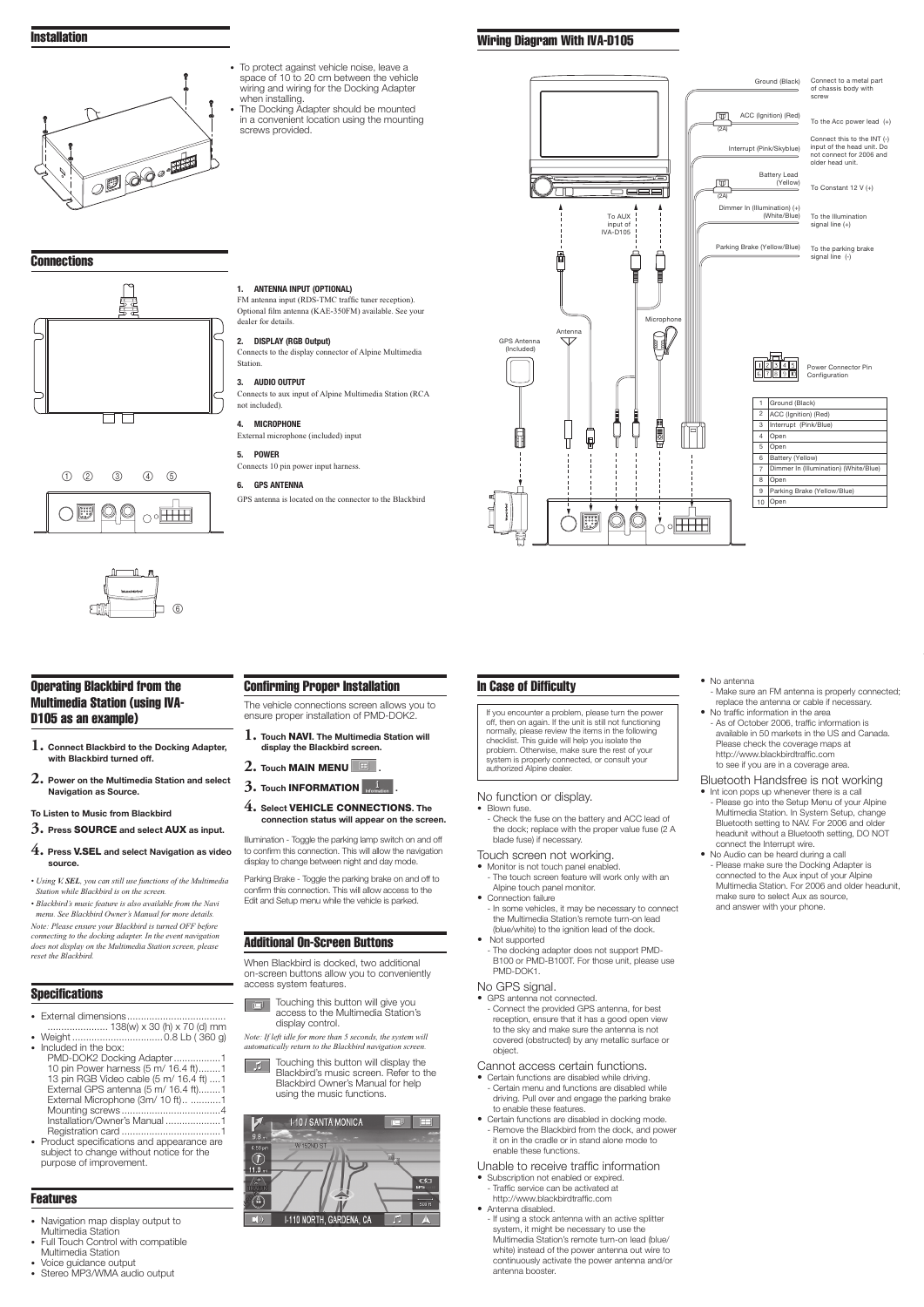## Installation

- To protect against vehicle noise, leave a space of 10 to 20 cm between the vehicle wiring and wiring for the Docking Adapter when installing.
- The Docking Adapter should be mounted in a convenient location using the mounting screws provided.

## Connections

① ② ③ ④ ⑤

⑥

**1. ANTENNA INPUT (OPTIONAL)**

FM antenna input (RDS-TMC traffic tuner reception). Optional film antenna (KAE-350FM) available. See your dealer for details.

**2. DISPLAY (RGB Output)**

Connects to the display connector of Alpine Multimedia Station.

**3. AUDIO OUTPUT**

Connects to aux input of Alpine Multimedia Station (RCA not included).

**4. MICROPHONE**

External microphone (included) input

**5. POWER**

Connects 10 pin power input harness.

**6. GPS ANTENNA**

GPS antenna is located on the connector to the Blackbird

## Wiring Diagram With IVA-D105

Ground (Black) — Connect to a metal part of chassis body with screw

ACC (Ignition) (Red) (2A) — To the Acc power lead (+)

Interrupt (Pink/Skyblue) — Connect this to the INT (-) input of the head unit. Do not connect for 2006 and older head unit.

Battery Lead (Yellow) (2A) — To Constant 12 V (+)

Dimmer In (Illumination) (+) (White/Blue) — To the Illumination signal line (+)

Parking Brake (Yellow/Blue) — To the parking brake signal line (-)

To AUX input of IVA-D105

Microphone

Antenna

GPS Antenna (Included)

Power Connector Pin Configuration

| | |
|---|---|
| 1 | Ground (Black) |
| 2 | ACC (Ignition) (Red) |
| 3 | Interrupt (Pink/Blue) |
| 4 | Open |
| 5 | Open |
| 6 | Battery (Yellow) |
| 7 | Dimmer In (Illumination) (White/Blue) |
| 8 | Open |
| 9 | Parking Brake (Yellow/Blue) |
| 10 | Open |

## Operating Blackbird from the Multimedia Station (using IVA-D105 as an example)

**1. Connect Blackbird to the Docking Adapter, with Blackbird turned off.**

**2. Power on the Multimedia Station and select Navigation as Source.**

**To Listen to Music from Blackbird**

**3. Press SOURCE and select AUX as input.**

**4. Press V.SEL and select Navigation as video source.**

*• Using V.SEL, you can still use functions of the Multimedia Station while Blackbird is on the screen.*

*• Blackbird's music feature is also available from the Navi menu. See Blackbird Owner's Manual for more details.*

*Note: Please ensure your Blackbird is turned OFF before connecting to the docking adapter. In the event navigation does not display on the Multimedia Station screen, please reset the Blackbird.*

## Specifications

- External dimensions .................................. 138(w) x 30 (h) x 70 (d) mm
- Weight ................................ 0.8 Lb ( 360 g)
- Included in the box:
  - PMD-DOK2 Docking Adapter ................1
  - 10 pin Power harness (5 m/ 16.4 ft)........1
  - 13 pin RGB Video cable (5 m/ 16.4 ft) .....1
  - External GPS antenna (5 m/ 16.4 ft)........1
  - External Microphone (3m/ 10 ft).. ...........1
  - Mounting screws ....................................4
  - Installation/Owner's Manual ....................1
  - Registration card ......................................1
- Product specifications and appearance are subject to change without notice for the purpose of improvement.

## Features

- Navigation map display output to Multimedia Station
- Full Touch Control with compatible Multimedia Station
- Voice guidance output
- Stereo MP3/WMA audio output

## Confirming Proper Installation

The vehicle connections screen allows you to ensure proper installation of PMD-DOK2.

**1. Touch NAVI. The Multimedia Station will display the Blackbird screen.**

**2. Touch MAIN MENU .**

**3. Touch INFORMATION .**

**4. Select VEHICLE CONNECTIONS. The connection status will appear on the screen.**

Illumination - Toggle the parking lamp switch on and off to confirm this connection. This will allow the navigation display to change between night and day mode.

Parking Brake - Toggle the parking brake on and off to confirm this connection. This will allow access to the Edit and Setup menu while the vehicle is parked.

## Additional On-Screen Buttons

When Blackbird is docked, two additional on-screen buttons allow you to conveniently access system features.

Touching this button will give you access to the Multimedia Station's display control.

*Note: If left idle for more than 5 seconds, the system will automatically return to the Blackbird navigation screen.*

Touching this button will display the Blackbird's music screen. Refer to the Blackbird Owner's Manual for help using the music functions.

## In Case of Difficulty

If you encounter a problem, please turn the power off, then on again. If the unit is still not functioning normally, please review the items in the following checklist. This guide will help you isolate the problem. Otherwise, make sure the rest of your system is properly connected, or consult your authorized Alpine dealer.

### No function or display.

- Blown fuse.
  - Check the fuse on the battery and ACC lead of the dock; replace with the proper value fuse (2 A blade fuse) if necessary.

### Touch screen not working.

- Monitor is not touch panel enabled.
  - The touch screen feature will work only with an Alpine touch panel monitor.
- Connection failure
  - In some vehicles, it may be necessary to connect the Multimedia Station's remote turn-on lead (blue/white) to the ignition lead of the dock.
- Not supported
  - The docking adapter does not support PMD-B100 or PMD-B100T. For those unit, please use PMD-DOK1.

### No GPS signal.

- GPS antenna not connected.
  - Connect the provided GPS antenna, for best reception, ensure that it has a good open view to the sky and make sure the antenna is not covered (obstructed) by any metallic surface or object.

### Cannot access certain functions.

- Certain functions are disabled while driving.
  - Certain menu and functions are disabled while driving. Pull over and engage the parking brake to enable these features.
- Certain functions are disabled in docking mode.
  - Remove the Blackbird from the dock, and power it on in the cradle or in stand alone mode to enable these functions.

### Unable to receive traffic information

- Subscription not enabled or expired.
  - Traffic service can be activated at http://www.blackbirdtraffic.com
- Antenna disabled.
  - If using a stock antenna with an active splitter system, it might be necessary to use the Multimedia Station's remote turn-on lead (blue/white) instead of the power antenna out wire to continuously activate the power antenna and/or antenna booster.
- No antenna
  - Make sure an FM antenna is properly connected; replace the antenna or cable if necessary.
- No traffic information in the area
  - As of October 2006, traffic information is available in 50 markets in the US and Canada. Please check the coverage maps at http://www.blackbirdtraffic.com to see if you are in a coverage area.

### Bluetooth Handsfree is not working

- Int icon pops up whenever there is a call
  - Please go into the Setup Menu of your Alpine Multimedia Station. In System Setup, change Bluetooth setting to NAV. For 2006 and older headunit without a Bluetooth setting, DO NOT connect the Interrupt wire.
- No Audio can be heard during a call
  - Please make sure the Docking Adapter is connected to the Aux input of your Alpine Multimedia Station. For 2006 and older headunit, make sure to select Aux as source, and answer with your phone.